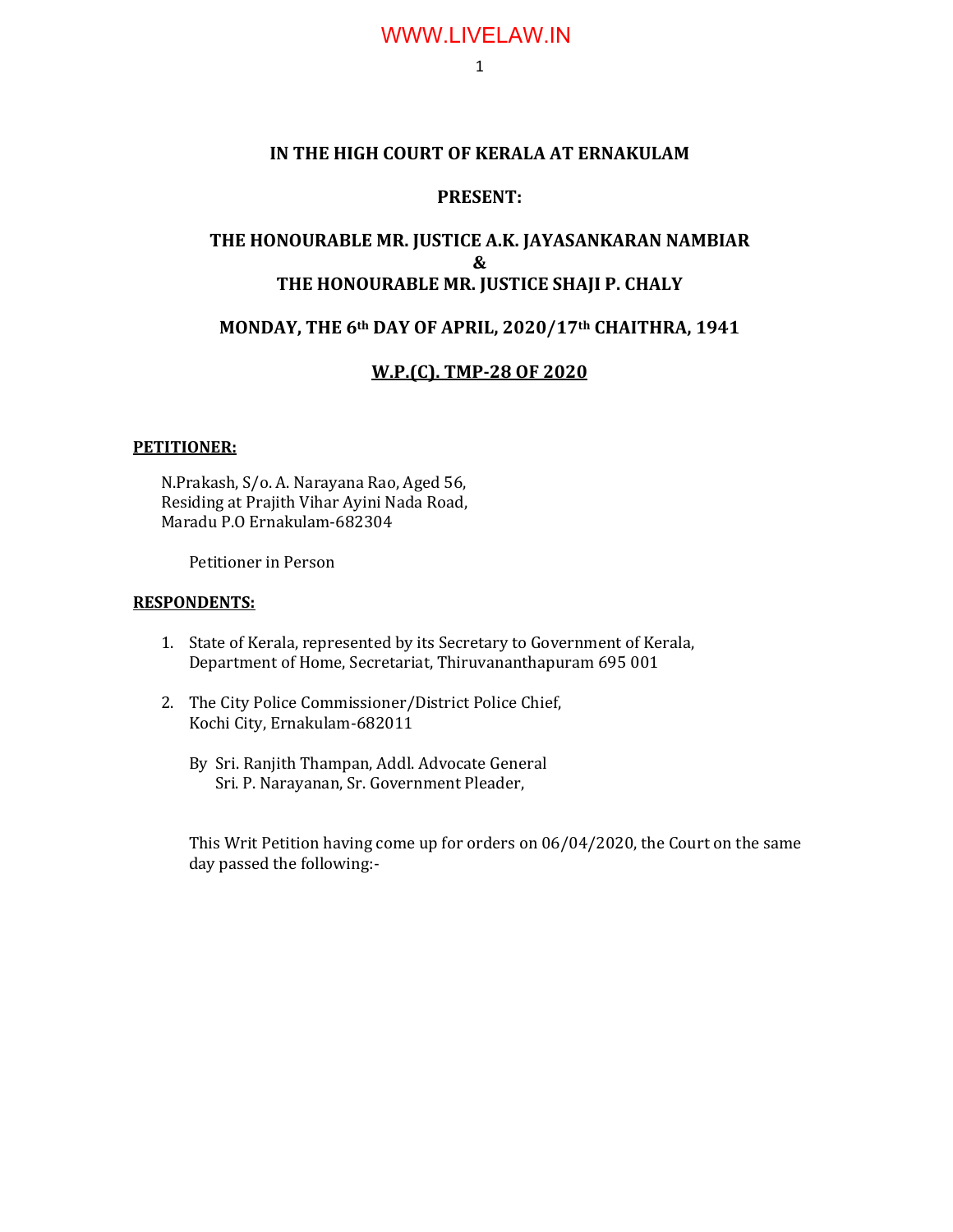**IN THE HIGH COURT OF KERALA AT ERNAKULAM**

**PRESENT:**

**THE HONOURABLE MR. JUSTICE A.K. JAYASANKARAN NAMBIAR**
**&**
**THE HONOURABLE MR. JUSTICE SHAJI P. CHALY**

**MONDAY, THE 6th DAY OF APRIL, 2020/17th CHAITHRA, 1941**

**W.P.(C). TMP-28 OF 2020**

**PETITIONER:**

N.Prakash, S/o. A. Narayana Rao, Aged 56,
Residing at Prajith Vihar Ayini Nada Road,
Maradu P.O Ernakulam-682304

Petitioner in Person

**RESPONDENTS:**

1. State of Kerala, represented by its Secretary to Government of Kerala, Department of Home, Secretariat, Thiruvananthapuram 695 001

2. The City Police Commissioner/District Police Chief, Kochi City, Ernakulam-682011

   By Sri. Ranjith Thampan, Addl. Advocate General
   Sri. P. Narayanan, Sr. Government Pleader,

This Writ Petition having come up for orders on 06/04/2020, the Court on the same day passed the following:-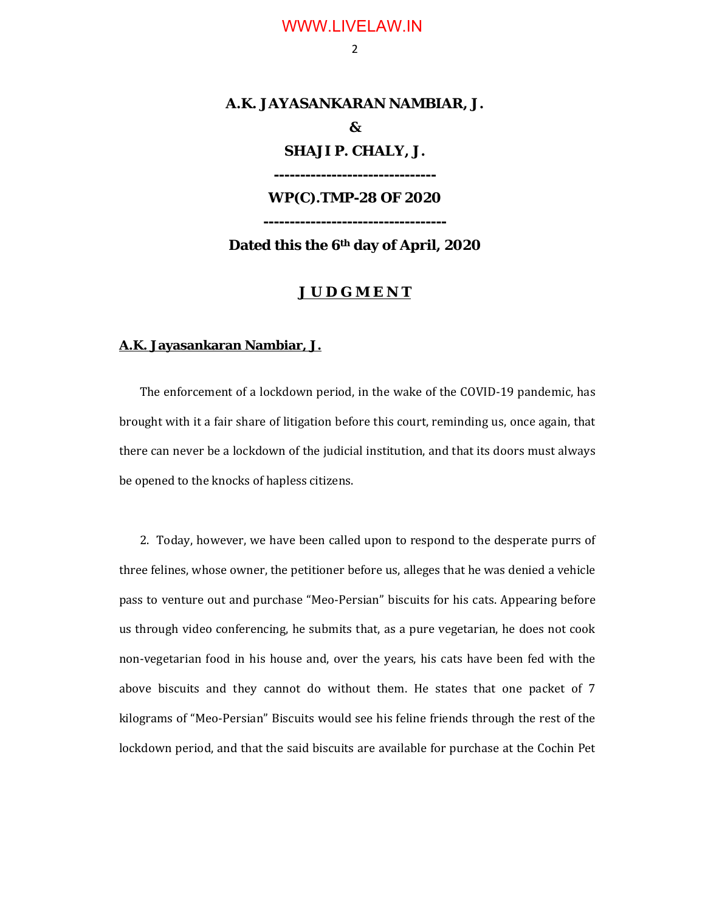**A.K. JAYASANKARAN NAMBIAR, J.**

**&**

**SHAJI P. CHALY, J.**

**-------------------------------**

**WP(C).TMP-28 OF 2020**

**-----------------------------------**

**Dated this the 6th day of April, 2020**

## J U D G M E N T

**A.K. Jayasankaran Nambiar, J.**

The enforcement of a lockdown period, in the wake of the COVID-19 pandemic, has brought with it a fair share of litigation before this court, reminding us, once again, that there can never be a lockdown of the judicial institution, and that its doors must always be opened to the knocks of hapless citizens.

2. Today, however, we have been called upon to respond to the desperate purrs of three felines, whose owner, the petitioner before us, alleges that he was denied a vehicle pass to venture out and purchase "Meo-Persian" biscuits for his cats. Appearing before us through video conferencing, he submits that, as a pure vegetarian, he does not cook non-vegetarian food in his house and, over the years, his cats have been fed with the above biscuits and they cannot do without them. He states that one packet of 7 kilograms of "Meo-Persian" Biscuits would see his feline friends through the rest of the lockdown period, and that the said biscuits are available for purchase at the Cochin Pet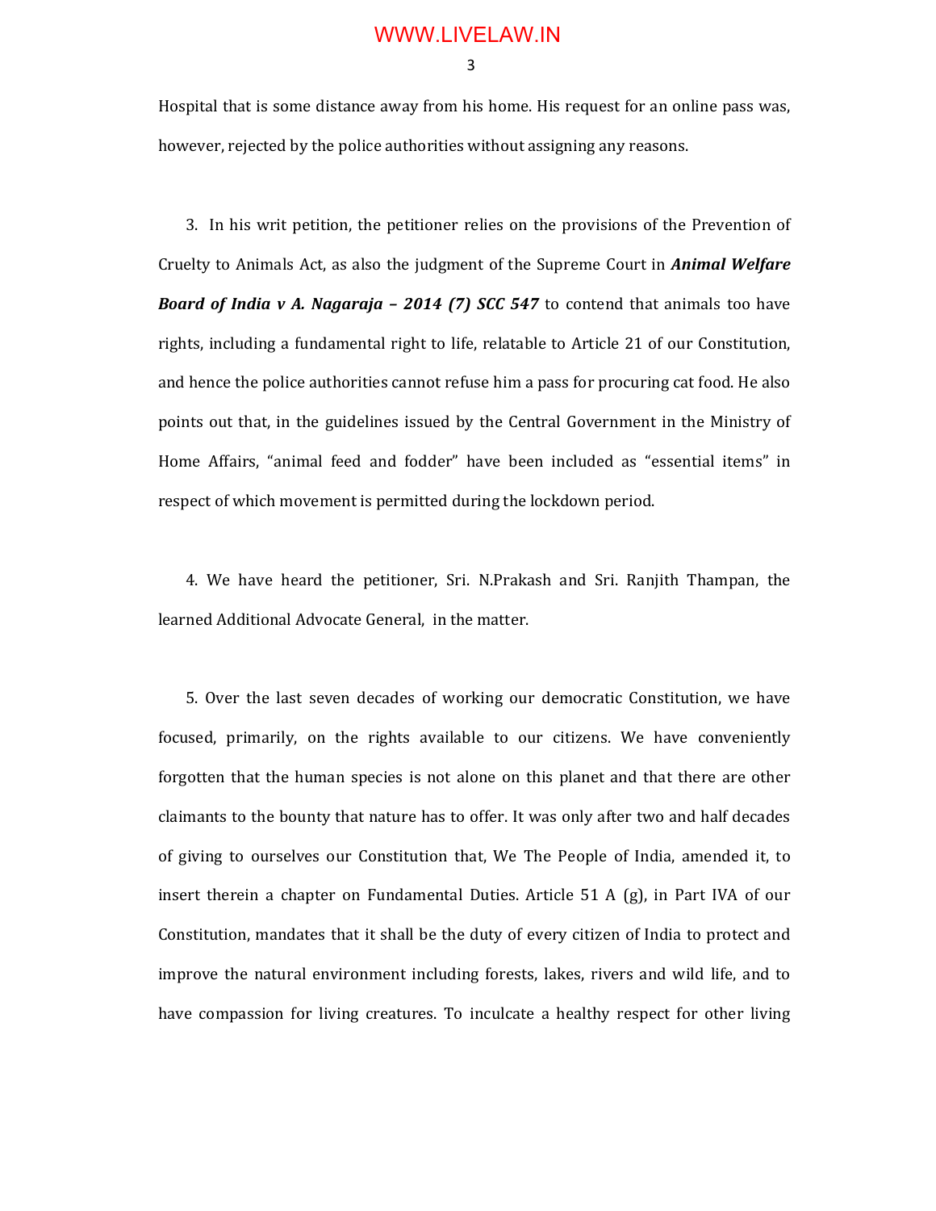Hospital that is some distance away from his home. His request for an online pass was, however, rejected by the police authorities without assigning any reasons.

3. In his writ petition, the petitioner relies on the provisions of the Prevention of Cruelty to Animals Act, as also the judgment of the Supreme Court in ***Animal Welfare Board of India v A. Nagaraja – 2014 (7) SCC 547*** to contend that animals too have rights, including a fundamental right to life, relatable to Article 21 of our Constitution, and hence the police authorities cannot refuse him a pass for procuring cat food. He also points out that, in the guidelines issued by the Central Government in the Ministry of Home Affairs, "animal feed and fodder" have been included as "essential items" in respect of which movement is permitted during the lockdown period.

4. We have heard the petitioner, Sri. N.Prakash and Sri. Ranjith Thampan, the learned Additional Advocate General, in the matter.

5. Over the last seven decades of working our democratic Constitution, we have focused, primarily, on the rights available to our citizens. We have conveniently forgotten that the human species is not alone on this planet and that there are other claimants to the bounty that nature has to offer. It was only after two and half decades of giving to ourselves our Constitution that, We The People of India, amended it, to insert therein a chapter on Fundamental Duties. Article 51 A (g), in Part IVA of our Constitution, mandates that it shall be the duty of every citizen of India to protect and improve the natural environment including forests, lakes, rivers and wild life, and to have compassion for living creatures. To inculcate a healthy respect for other living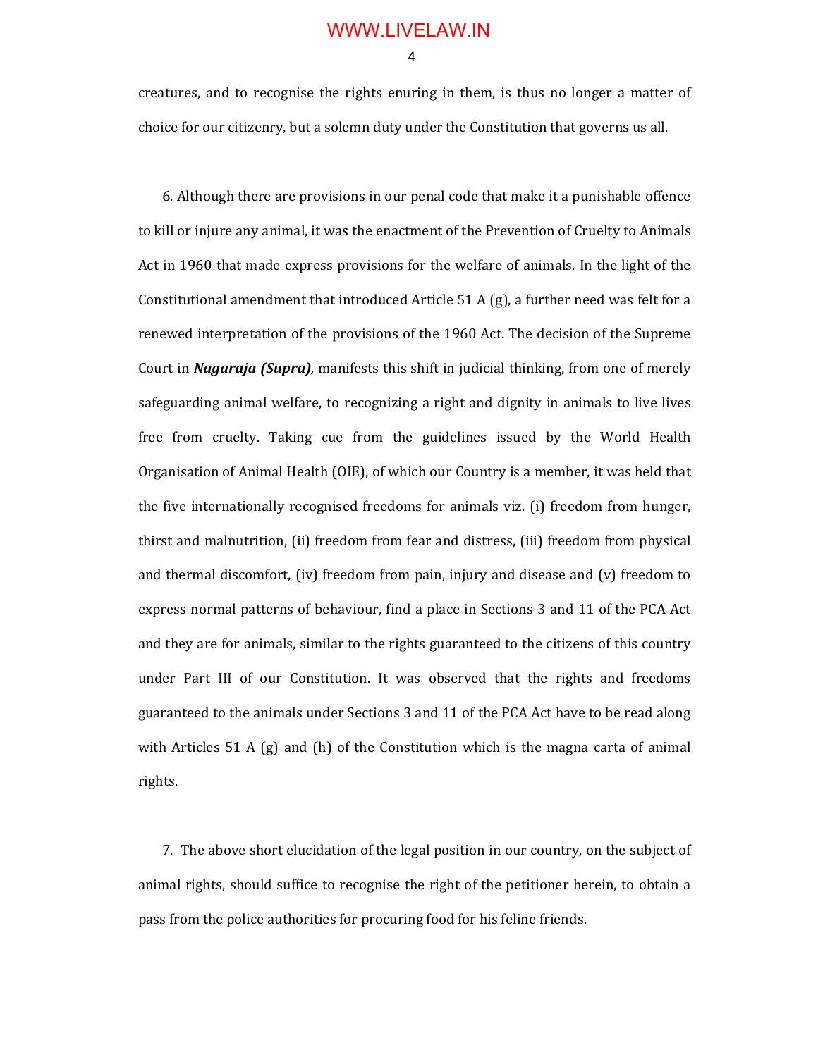creatures, and to recognise the rights enuring in them, is thus no longer a matter of choice for our citizenry, but a solemn duty under the Constitution that governs us all.

6. Although there are provisions in our penal code that make it a punishable offence to kill or injure any animal, it was the enactment of the Prevention of Cruelty to Animals Act in 1960 that made express provisions for the welfare of animals. In the light of the Constitutional amendment that introduced Article 51 A (g), a further need was felt for a renewed interpretation of the provisions of the 1960 Act. The decision of the Supreme Court in ***Nagaraja (Supra)***, manifests this shift in judicial thinking, from one of merely safeguarding animal welfare, to recognizing a right and dignity in animals to live lives free from cruelty. Taking cue from the guidelines issued by the World Health Organisation of Animal Health (OIE), of which our Country is a member, it was held that the five internationally recognised freedoms for animals viz. (i) freedom from hunger, thirst and malnutrition, (ii) freedom from fear and distress, (iii) freedom from physical and thermal discomfort, (iv) freedom from pain, injury and disease and (v) freedom to express normal patterns of behaviour, find a place in Sections 3 and 11 of the PCA Act and they are for animals, similar to the rights guaranteed to the citizens of this country under Part III of our Constitution. It was observed that the rights and freedoms guaranteed to the animals under Sections 3 and 11 of the PCA Act have to be read along with Articles 51 A (g) and (h) of the Constitution which is the magna carta of animal rights.

7. The above short elucidation of the legal position in our country, on the subject of animal rights, should suffice to recognise the right of the petitioner herein, to obtain a pass from the police authorities for procuring food for his feline friends.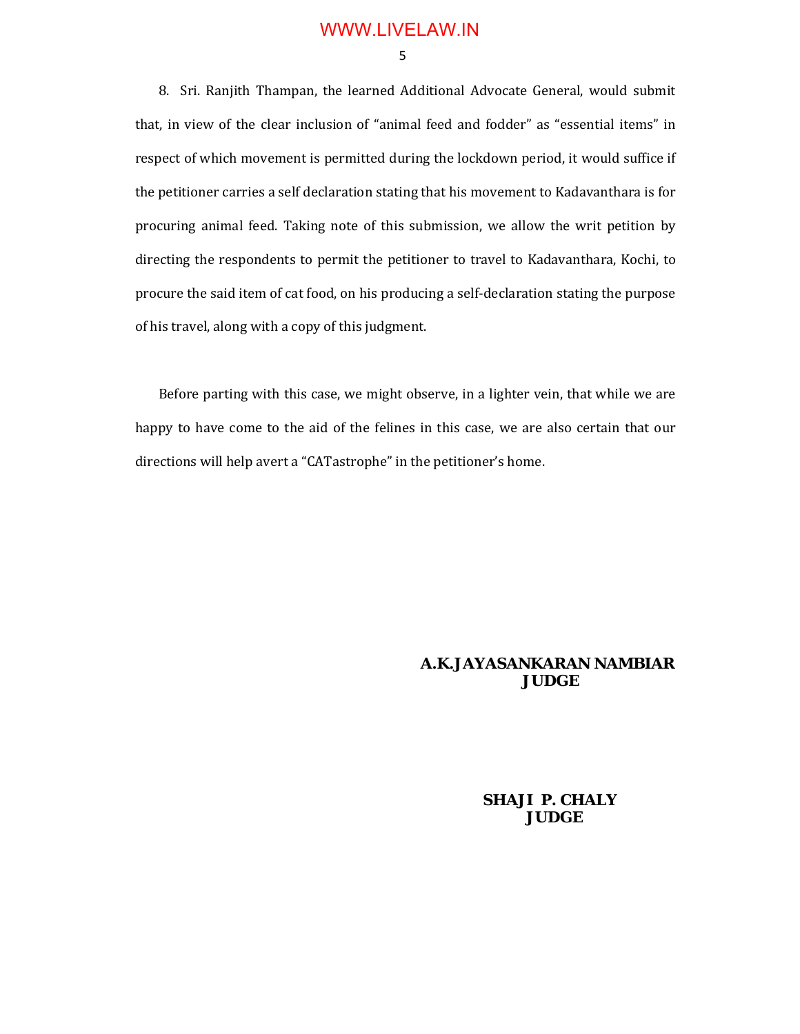8. Sri. Ranjith Thampan, the learned Additional Advocate General, would submit that, in view of the clear inclusion of "animal feed and fodder" as "essential items" in respect of which movement is permitted during the lockdown period, it would suffice if the petitioner carries a self declaration stating that his movement to Kadavanthara is for procuring animal feed. Taking note of this submission, we allow the writ petition by directing the respondents to permit the petitioner to travel to Kadavanthara, Kochi, to procure the said item of cat food, on his producing a self-declaration stating the purpose of his travel, along with a copy of this judgment.

Before parting with this case, we might observe, in a lighter vein, that while we are happy to have come to the aid of the felines in this case, we are also certain that our directions will help avert a "CATastrophe" in the petitioner's home.

**A.K.JAYASANKARAN NAMBIAR**
**JUDGE**

**SHAJI P. CHALY**
**JUDGE**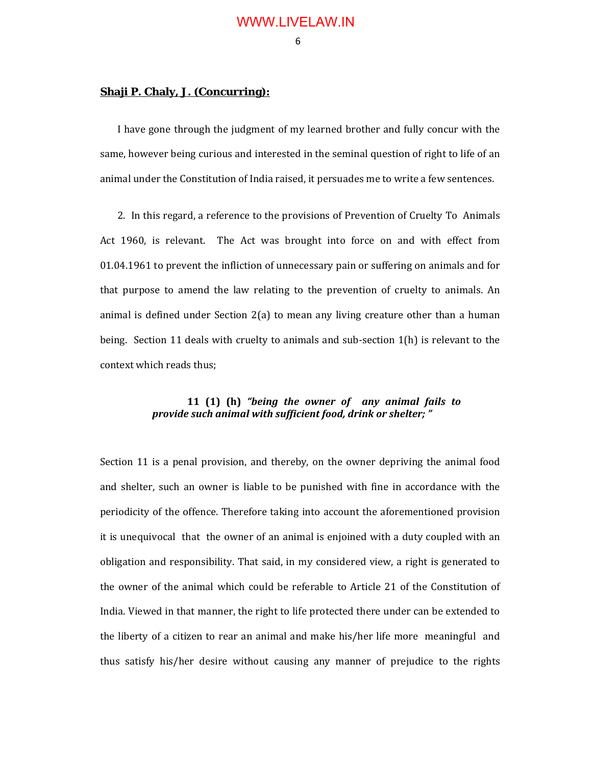**Shaji P. Chaly, J. (Concurring):**

I have gone through the judgment of my learned brother and fully concur with the same, however being curious and interested in the seminal question of right to life of an animal under the Constitution of India raised, it persuades me to write a few sentences.

2. In this regard, a reference to the provisions of Prevention of Cruelty To Animals Act 1960, is relevant. The Act was brought into force on and with effect from 01.04.1961 to prevent the infliction of unnecessary pain or suffering on animals and for that purpose to amend the law relating to the prevention of cruelty to animals. An animal is defined under Section 2(a) to mean any living creature other than a human being. Section 11 deals with cruelty to animals and sub-section 1(h) is relevant to the context which reads thus;

> **11 (1) (h)** ***"being the owner of any animal fails to provide such animal with sufficient food, drink or shelter; "***

Section 11 is a penal provision, and thereby, on the owner depriving the animal food and shelter, such an owner is liable to be punished with fine in accordance with the periodicity of the offence. Therefore taking into account the aforementioned provision it is unequivocal that the owner of an animal is enjoined with a duty coupled with an obligation and responsibility. That said, in my considered view, a right is generated to the owner of the animal which could be referable to Article 21 of the Constitution of India. Viewed in that manner, the right to life protected there under can be extended to the liberty of a citizen to rear an animal and make his/her life more meaningful and thus satisfy his/her desire without causing any manner of prejudice to the rights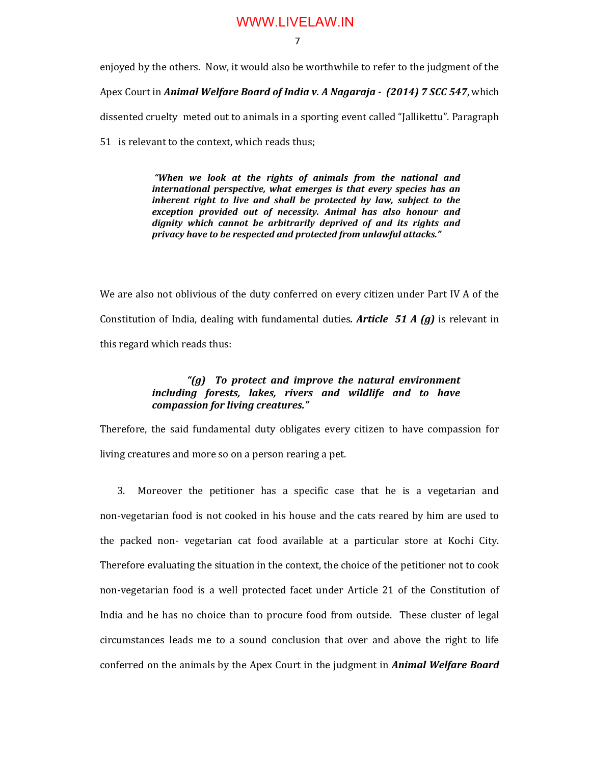enjoyed by the others. Now, it would also be worthwhile to refer to the judgment of the Apex Court in ***Animal Welfare Board of India v. A Nagaraja - (2014) 7 SCC 547***, which dissented cruelty meted out to animals in a sporting event called "Jallikettu". Paragraph 51 is relevant to the context, which reads thus;

> ***"When we look at the rights of animals from the national and international perspective, what emerges is that every species has an inherent right to live and shall be protected by law, subject to the exception provided out of necessity. Animal has also honour and dignity which cannot be arbitrarily deprived of and its rights and privacy have to be respected and protected from unlawful attacks."***

We are also not oblivious of the duty conferred on every citizen under Part IV A of the Constitution of India, dealing with fundamental duties***. Article 51 A (g)*** is relevant in this regard which reads thus:

> ***"(g) To protect and improve the natural environment including forests, lakes, rivers and wildlife and to have compassion for living creatures."***

Therefore, the said fundamental duty obligates every citizen to have compassion for living creatures and more so on a person rearing a pet.

3. Moreover the petitioner has a specific case that he is a vegetarian and non-vegetarian food is not cooked in his house and the cats reared by him are used to the packed non- vegetarian cat food available at a particular store at Kochi City. Therefore evaluating the situation in the context, the choice of the petitioner not to cook non-vegetarian food is a well protected facet under Article 21 of the Constitution of India and he has no choice than to procure food from outside. These cluster of legal circumstances leads me to a sound conclusion that over and above the right to life conferred on the animals by the Apex Court in the judgment in ***Animal Welfare Board***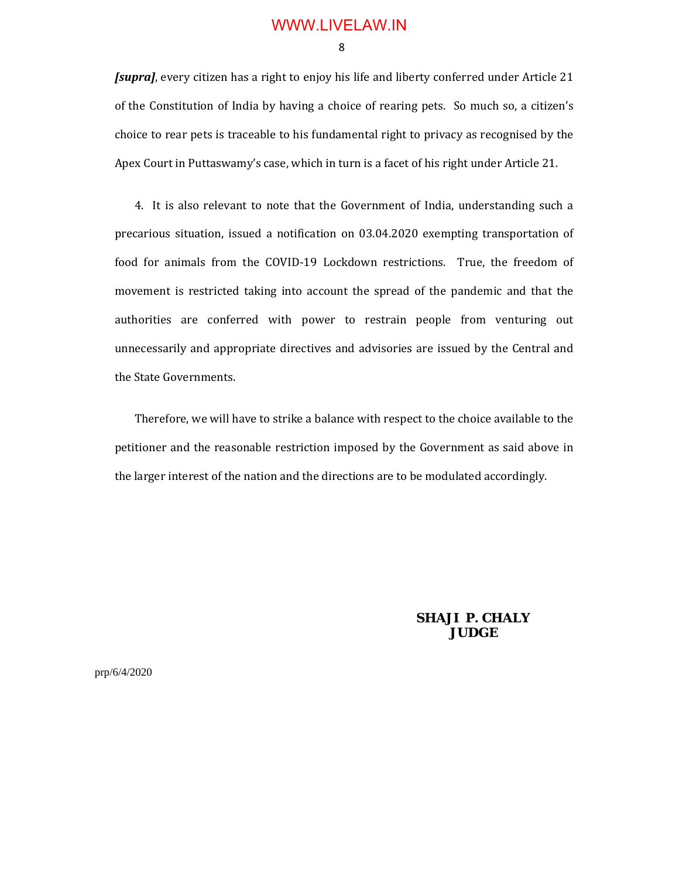***[supra]***, every citizen has a right to enjoy his life and liberty conferred under Article 21 of the Constitution of India by having a choice of rearing pets. So much so, a citizen's choice to rear pets is traceable to his fundamental right to privacy as recognised by the Apex Court in Puttaswamy's case, which in turn is a facet of his right under Article 21.

4. It is also relevant to note that the Government of India, understanding such a precarious situation, issued a notification on 03.04.2020 exempting transportation of food for animals from the COVID-19 Lockdown restrictions. True, the freedom of movement is restricted taking into account the spread of the pandemic and that the authorities are conferred with power to restrain people from venturing out unnecessarily and appropriate directives and advisories are issued by the Central and the State Governments.

Therefore, we will have to strike a balance with respect to the choice available to the petitioner and the reasonable restriction imposed by the Government as said above in the larger interest of the nation and the directions are to be modulated accordingly.

**SHAJI P. CHALY**
**JUDGE**

prp/6/4/2020